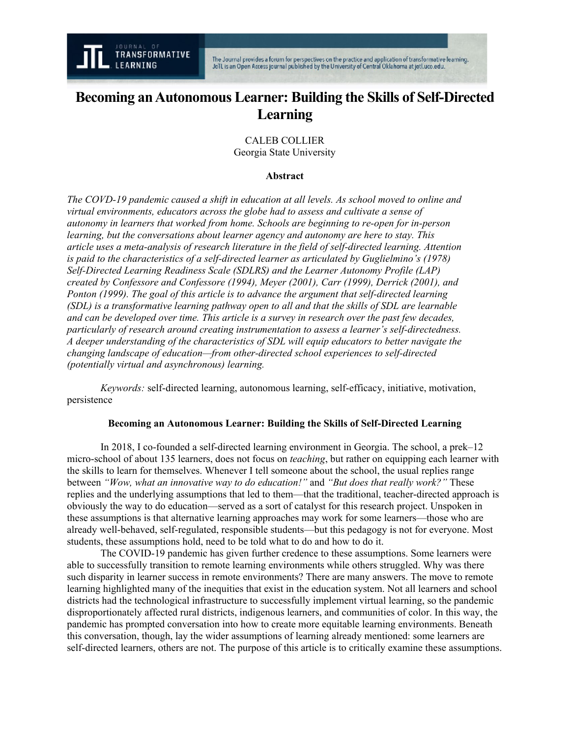# Becoming an Autonomous Learner: Building the Skills of Self-Directed Learning

CALEB COLLIER
Georgia State University

**Abstract**

*The COVD-19 pandemic caused a shift in education at all levels. As school moved to online and virtual environments, educators across the globe had to assess and cultivate a sense of autonomy in learners that worked from home. Schools are beginning to re-open for in-person learning, but the conversations about learner agency and autonomy are here to stay. This article uses a meta-analysis of research literature in the field of self-directed learning. Attention is paid to the characteristics of a self-directed learner as articulated by Guglielmino's (1978) Self-Directed Learning Readiness Scale (SDLRS) and the Learner Autonomy Profile (LAP) created by Confessore and Confessore (1994), Meyer (2001), Carr (1999), Derrick (2001), and Ponton (1999). The goal of this article is to advance the argument that self-directed learning (SDL) is a transformative learning pathway open to all and that the skills of SDL are learnable and can be developed over time. This article is a survey in research over the past few decades, particularly of research around creating instrumentation to assess a learner's self-directedness. A deeper understanding of the characteristics of SDL will equip educators to better navigate the changing landscape of education—from other-directed school experiences to self-directed (potentially virtual and asynchronous) learning.*

*Keywords:* self-directed learning, autonomous learning, self-efficacy, initiative, motivation, persistence

## Becoming an Autonomous Learner: Building the Skills of Self-Directed Learning

In 2018, I co-founded a self-directed learning environment in Georgia. The school, a prek–12 micro-school of about 135 learners, does not focus on *teaching*, but rather on equipping each learner with the skills to learn for themselves. Whenever I tell someone about the school, the usual replies range between *"Wow, what an innovative way to do education!"* and *"But does that really work?"* These replies and the underlying assumptions that led to them—that the traditional, teacher-directed approach is obviously the way to do education—served as a sort of catalyst for this research project. Unspoken in these assumptions is that alternative learning approaches may work for some learners—those who are already well-behaved, self-regulated, responsible students—but this pedagogy is not for everyone. Most students, these assumptions hold, need to be told what to do and how to do it.

The COVID-19 pandemic has given further credence to these assumptions. Some learners were able to successfully transition to remote learning environments while others struggled. Why was there such disparity in learner success in remote environments? There are many answers. The move to remote learning highlighted many of the inequities that exist in the education system. Not all learners and school districts had the technological infrastructure to successfully implement virtual learning, so the pandemic disproportionately affected rural districts, indigenous learners, and communities of color. In this way, the pandemic has prompted conversation into how to create more equitable learning environments. Beneath this conversation, though, lay the wider assumptions of learning already mentioned: some learners are self-directed learners, others are not. The purpose of this article is to critically examine these assumptions.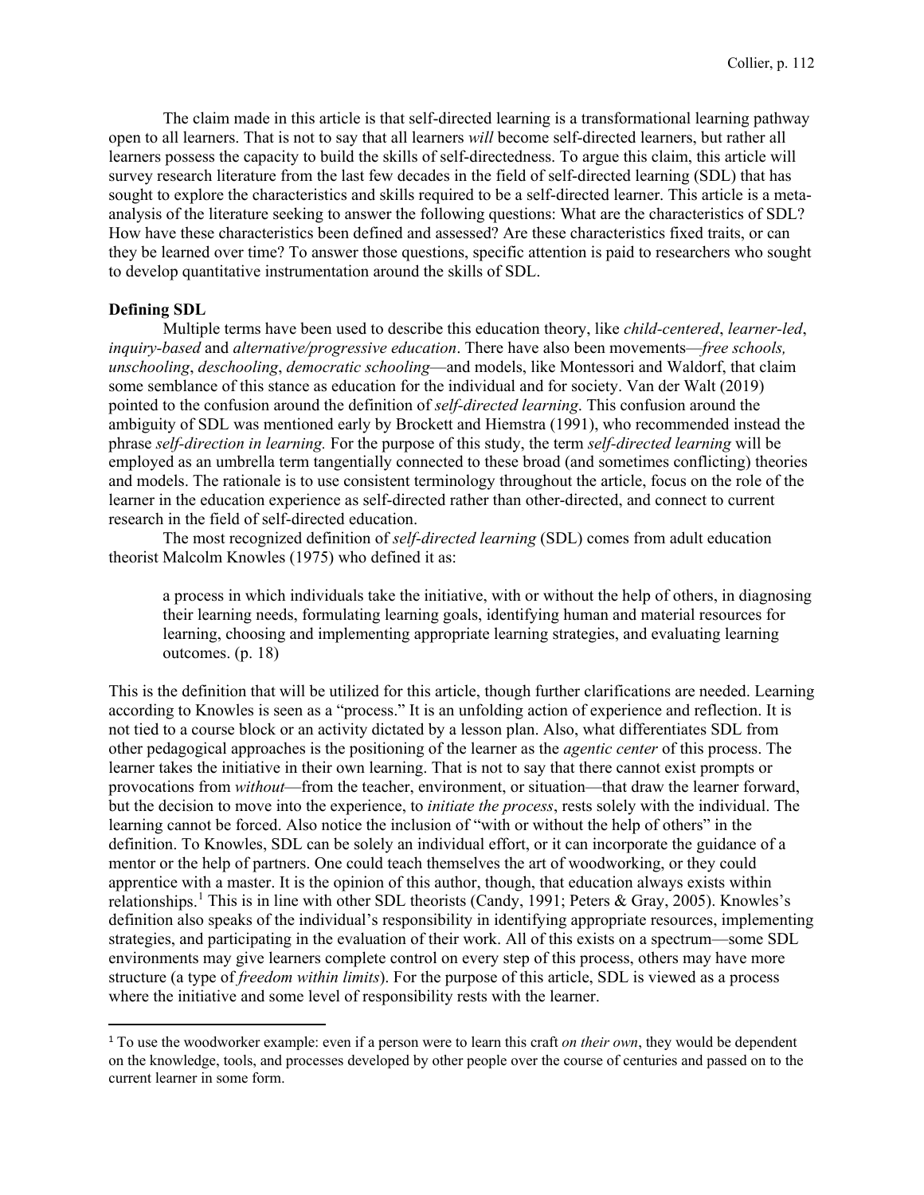The claim made in this article is that self-directed learning is a transformational learning pathway open to all learners. That is not to say that all learners *will* become self-directed learners, but rather all learners possess the capacity to build the skills of self-directedness. To argue this claim, this article will survey research literature from the last few decades in the field of self-directed learning (SDL) that has sought to explore the characteristics and skills required to be a self-directed learner. This article is a meta-analysis of the literature seeking to answer the following questions: What are the characteristics of SDL? How have these characteristics been defined and assessed? Are these characteristics fixed traits, or can they be learned over time? To answer those questions, specific attention is paid to researchers who sought to develop quantitative instrumentation around the skills of SDL.

**Defining SDL**

Multiple terms have been used to describe this education theory, like *child-centered*, *learner-led*, *inquiry-based* and *alternative/progressive education*. There have also been movements—*free schools, unschooling*, *deschooling*, *democratic schooling*—and models, like Montessori and Waldorf, that claim some semblance of this stance as education for the individual and for society. Van der Walt (2019) pointed to the confusion around the definition of *self-directed learning*. This confusion around the ambiguity of SDL was mentioned early by Brockett and Hiemstra (1991), who recommended instead the phrase *self-direction in learning.* For the purpose of this study, the term *self-directed learning* will be employed as an umbrella term tangentially connected to these broad (and sometimes conflicting) theories and models. The rationale is to use consistent terminology throughout the article, focus on the role of the learner in the education experience as self-directed rather than other-directed, and connect to current research in the field of self-directed education.

The most recognized definition of *self-directed learning* (SDL) comes from adult education theorist Malcolm Knowles (1975) who defined it as:

> a process in which individuals take the initiative, with or without the help of others, in diagnosing their learning needs, formulating learning goals, identifying human and material resources for learning, choosing and implementing appropriate learning strategies, and evaluating learning outcomes. (p. 18)

This is the definition that will be utilized for this article, though further clarifications are needed. Learning according to Knowles is seen as a "process." It is an unfolding action of experience and reflection. It is not tied to a course block or an activity dictated by a lesson plan. Also, what differentiates SDL from other pedagogical approaches is the positioning of the learner as the *agentic center* of this process. The learner takes the initiative in their own learning. That is not to say that there cannot exist prompts or provocations from *without*—from the teacher, environment, or situation—that draw the learner forward, but the decision to move into the experience, to *initiate the process*, rests solely with the individual. The learning cannot be forced. Also notice the inclusion of "with or without the help of others" in the definition. To Knowles, SDL can be solely an individual effort, or it can incorporate the guidance of a mentor or the help of partners. One could teach themselves the art of woodworking, or they could apprentice with a master. It is the opinion of this author, though, that education always exists within relationships.[1] This is in line with other SDL theorists (Candy, 1991; Peters & Gray, 2005). Knowles's definition also speaks of the individual's responsibility in identifying appropriate resources, implementing strategies, and participating in the evaluation of their work. All of this exists on a spectrum—some SDL environments may give learners complete control on every step of this process, others may have more structure (a type of *freedom within limits*). For the purpose of this article, SDL is viewed as a process where the initiative and some level of responsibility rests with the learner.

[1] To use the woodworker example: even if a person were to learn this craft *on their own*, they would be dependent on the knowledge, tools, and processes developed by other people over the course of centuries and passed on to the current learner in some form.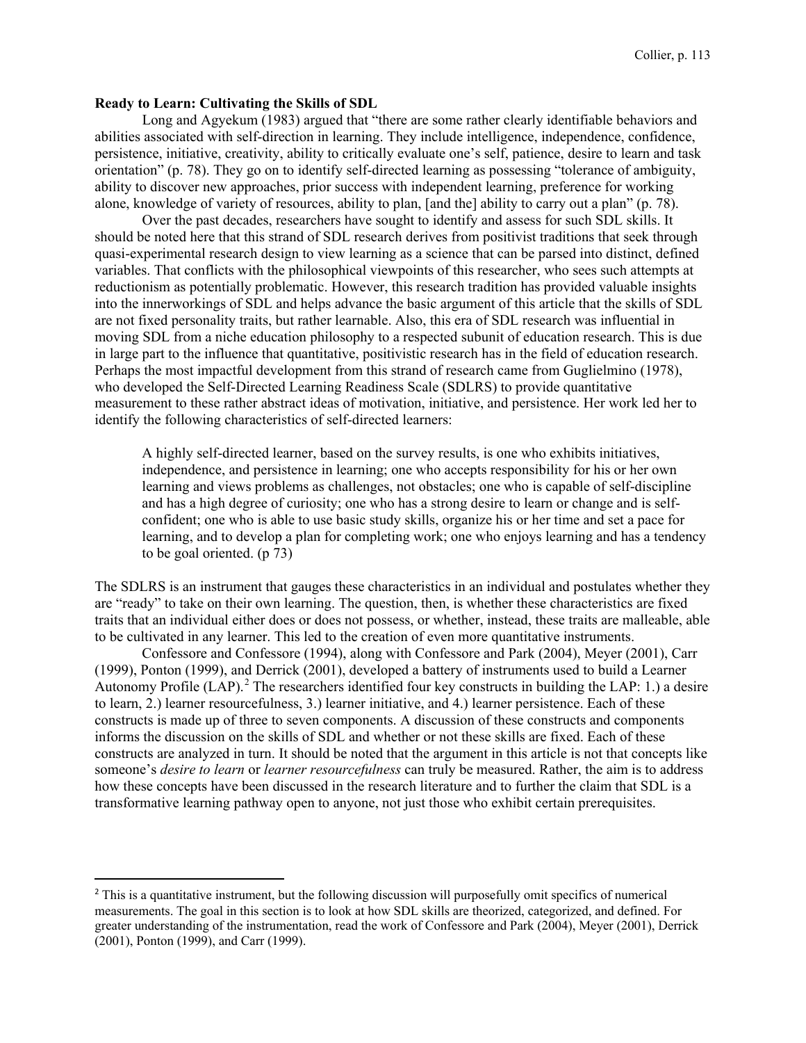**Ready to Learn: Cultivating the Skills of SDL**

Long and Agyekum (1983) argued that "there are some rather clearly identifiable behaviors and abilities associated with self-direction in learning. They include intelligence, independence, confidence, persistence, initiative, creativity, ability to critically evaluate one's self, patience, desire to learn and task orientation" (p. 78). They go on to identify self-directed learning as possessing "tolerance of ambiguity, ability to discover new approaches, prior success with independent learning, preference for working alone, knowledge of variety of resources, ability to plan, [and the] ability to carry out a plan" (p. 78).

Over the past decades, researchers have sought to identify and assess for such SDL skills. It should be noted here that this strand of SDL research derives from positivist traditions that seek through quasi-experimental research design to view learning as a science that can be parsed into distinct, defined variables. That conflicts with the philosophical viewpoints of this researcher, who sees such attempts at reductionism as potentially problematic. However, this research tradition has provided valuable insights into the innerworkings of SDL and helps advance the basic argument of this article that the skills of SDL are not fixed personality traits, but rather learnable. Also, this era of SDL research was influential in moving SDL from a niche education philosophy to a respected subunit of education research. This is due in large part to the influence that quantitative, positivistic research has in the field of education research. Perhaps the most impactful development from this strand of research came from Guglielmino (1978), who developed the Self-Directed Learning Readiness Scale (SDLRS) to provide quantitative measurement to these rather abstract ideas of motivation, initiative, and persistence. Her work led her to identify the following characteristics of self-directed learners:

> A highly self-directed learner, based on the survey results, is one who exhibits initiatives, independence, and persistence in learning; one who accepts responsibility for his or her own learning and views problems as challenges, not obstacles; one who is capable of self-discipline and has a high degree of curiosity; one who has a strong desire to learn or change and is self-confident; one who is able to use basic study skills, organize his or her time and set a pace for learning, and to develop a plan for completing work; one who enjoys learning and has a tendency to be goal oriented. (p 73)

The SDLRS is an instrument that gauges these characteristics in an individual and postulates whether they are "ready" to take on their own learning. The question, then, is whether these characteristics are fixed traits that an individual either does or does not possess, or whether, instead, these traits are malleable, able to be cultivated in any learner. This led to the creation of even more quantitative instruments.

Confessore and Confessore (1994), along with Confessore and Park (2004), Meyer (2001), Carr (1999), Ponton (1999), and Derrick (2001), developed a battery of instruments used to build a Learner Autonomy Profile (LAP).[2] The researchers identified four key constructs in building the LAP: 1.) a desire to learn, 2.) learner resourcefulness, 3.) learner initiative, and 4.) learner persistence. Each of these constructs is made up of three to seven components. A discussion of these constructs and components informs the discussion on the skills of SDL and whether or not these skills are fixed. Each of these constructs are analyzed in turn. It should be noted that the argument in this article is not that concepts like someone's *desire to learn* or *learner resourcefulness* can truly be measured. Rather, the aim is to address how these concepts have been discussed in the research literature and to further the claim that SDL is a transformative learning pathway open to anyone, not just those who exhibit certain prerequisites.

---

[2] This is a quantitative instrument, but the following discussion will purposefully omit specifics of numerical measurements. The goal in this section is to look at how SDL skills are theorized, categorized, and defined. For greater understanding of the instrumentation, read the work of Confessore and Park (2004), Meyer (2001), Derrick (2001), Ponton (1999), and Carr (1999).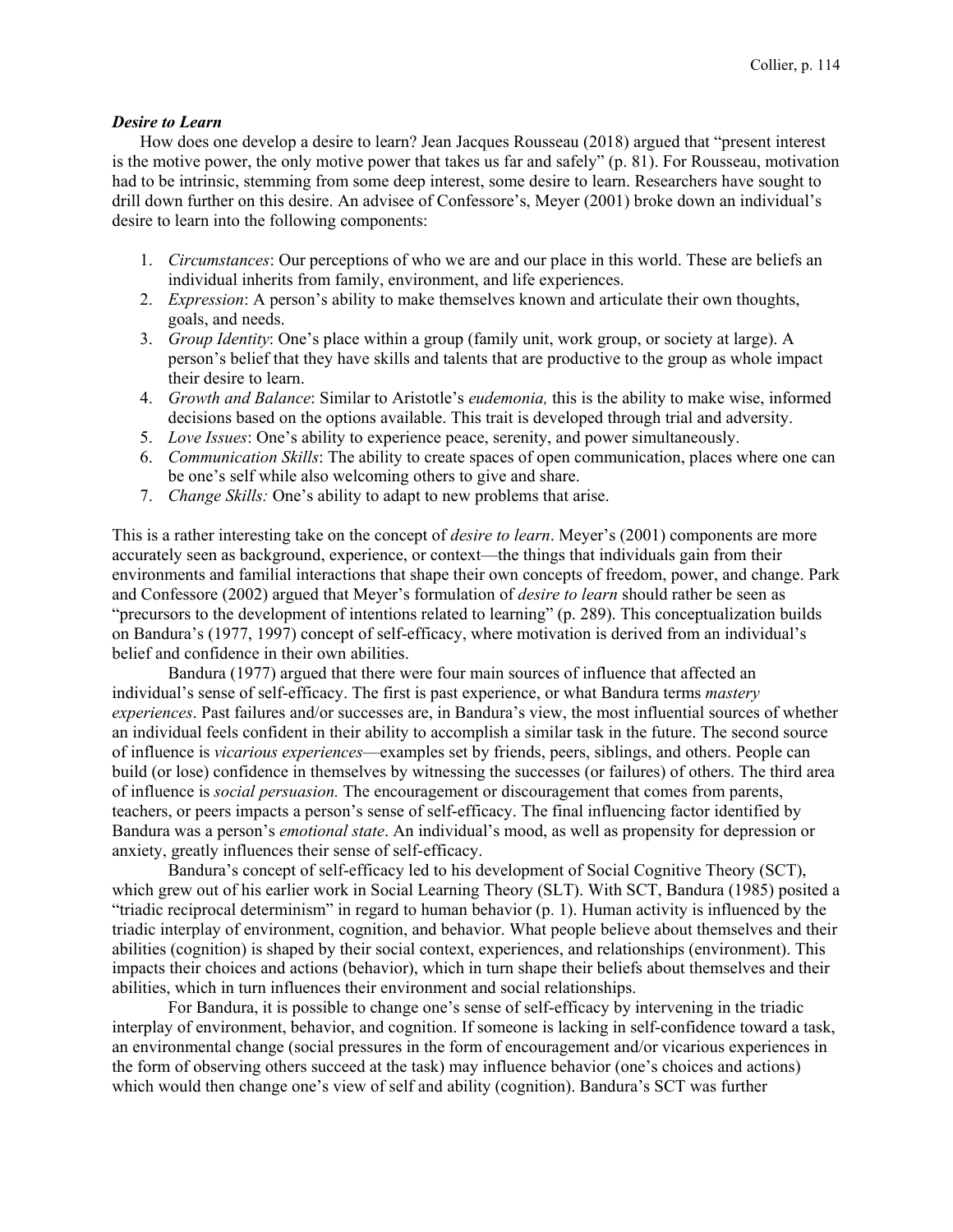### *Desire to Learn*

How does one develop a desire to learn? Jean Jacques Rousseau (2018) argued that "present interest is the motive power, the only motive power that takes us far and safely" (p. 81). For Rousseau, motivation had to be intrinsic, stemming from some deep interest, some desire to learn. Researchers have sought to drill down further on this desire. An advisee of Confessore's, Meyer (2001) broke down an individual's desire to learn into the following components:

1. *Circumstances*: Our perceptions of who we are and our place in this world. These are beliefs an individual inherits from family, environment, and life experiences.
2. *Expression*: A person's ability to make themselves known and articulate their own thoughts, goals, and needs.
3. *Group Identity*: One's place within a group (family unit, work group, or society at large). A person's belief that they have skills and talents that are productive to the group as whole impact their desire to learn.
4. *Growth and Balance*: Similar to Aristotle's *eudemonia,* this is the ability to make wise, informed decisions based on the options available. This trait is developed through trial and adversity.
5. *Love Issues*: One's ability to experience peace, serenity, and power simultaneously.
6. *Communication Skills*: The ability to create spaces of open communication, places where one can be one's self while also welcoming others to give and share.
7. *Change Skills:* One's ability to adapt to new problems that arise.

This is a rather interesting take on the concept of *desire to learn*. Meyer's (2001) components are more accurately seen as background, experience, or context—the things that individuals gain from their environments and familial interactions that shape their own concepts of freedom, power, and change. Park and Confessore (2002) argued that Meyer's formulation of *desire to learn* should rather be seen as "precursors to the development of intentions related to learning" (p. 289). This conceptualization builds on Bandura's (1977, 1997) concept of self-efficacy, where motivation is derived from an individual's belief and confidence in their own abilities.

Bandura (1977) argued that there were four main sources of influence that affected an individual's sense of self-efficacy. The first is past experience, or what Bandura terms *mastery experiences*. Past failures and/or successes are, in Bandura's view, the most influential sources of whether an individual feels confident in their ability to accomplish a similar task in the future. The second source of influence is *vicarious experiences*—examples set by friends, peers, siblings, and others. People can build (or lose) confidence in themselves by witnessing the successes (or failures) of others. The third area of influence is *social persuasion.* The encouragement or discouragement that comes from parents, teachers, or peers impacts a person's sense of self-efficacy. The final influencing factor identified by Bandura was a person's *emotional state*. An individual's mood, as well as propensity for depression or anxiety, greatly influences their sense of self-efficacy.

Bandura's concept of self-efficacy led to his development of Social Cognitive Theory (SCT), which grew out of his earlier work in Social Learning Theory (SLT). With SCT, Bandura (1985) posited a "triadic reciprocal determinism" in regard to human behavior (p. 1). Human activity is influenced by the triadic interplay of environment, cognition, and behavior. What people believe about themselves and their abilities (cognition) is shaped by their social context, experiences, and relationships (environment). This impacts their choices and actions (behavior), which in turn shape their beliefs about themselves and their abilities, which in turn influences their environment and social relationships.

For Bandura, it is possible to change one's sense of self-efficacy by intervening in the triadic interplay of environment, behavior, and cognition. If someone is lacking in self-confidence toward a task, an environmental change (social pressures in the form of encouragement and/or vicarious experiences in the form of observing others succeed at the task) may influence behavior (one's choices and actions) which would then change one's view of self and ability (cognition). Bandura's SCT was further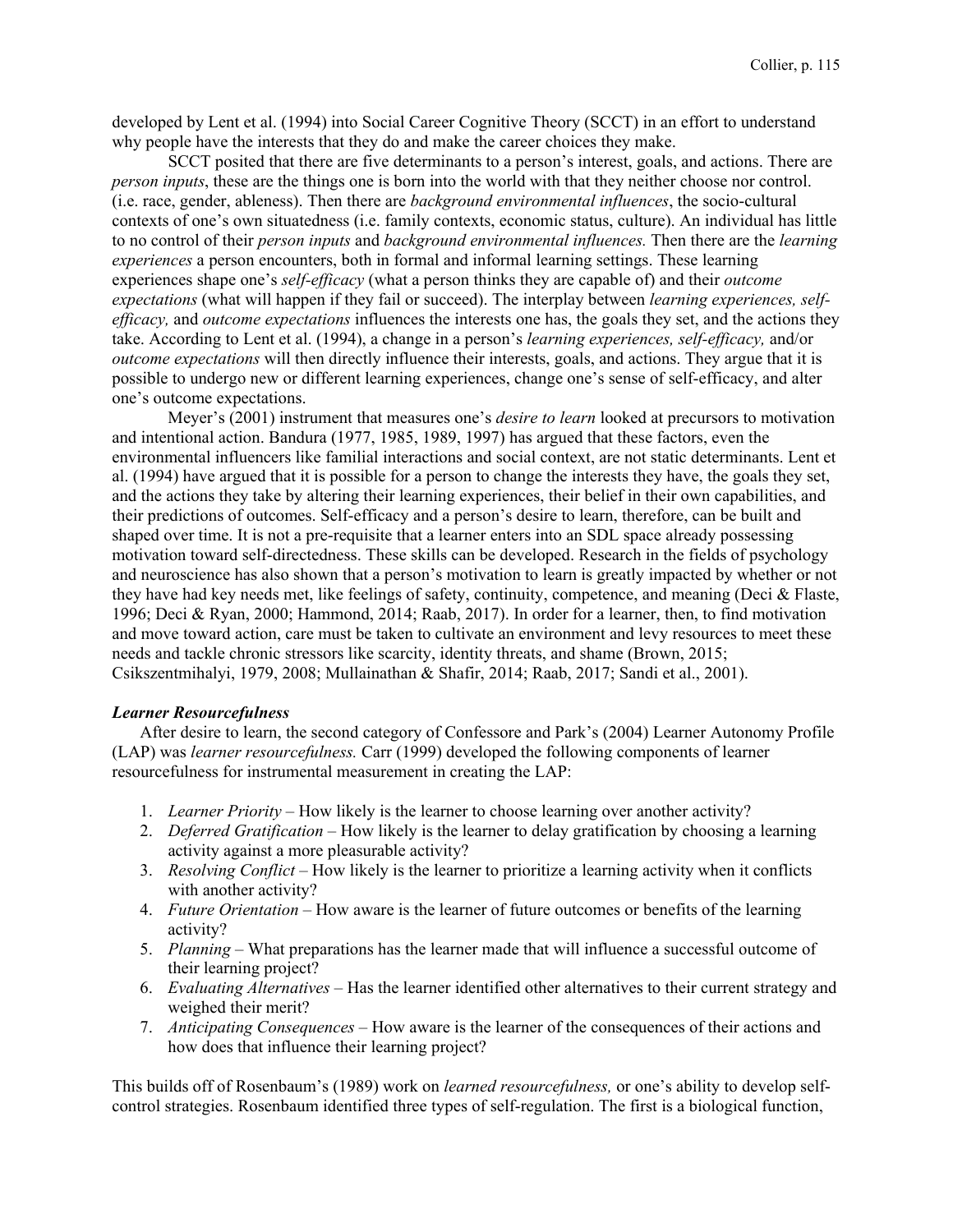developed by Lent et al. (1994) into Social Career Cognitive Theory (SCCT) in an effort to understand why people have the interests that they do and make the career choices they make.

SCCT posited that there are five determinants to a person's interest, goals, and actions. There are *person inputs*, these are the things one is born into the world with that they neither choose nor control. (i.e. race, gender, ableness). Then there are *background environmental influences*, the socio-cultural contexts of one's own situatedness (i.e. family contexts, economic status, culture). An individual has little to no control of their *person inputs* and *background environmental influences.* Then there are the *learning experiences* a person encounters, both in formal and informal learning settings. These learning experiences shape one's *self-efficacy* (what a person thinks they are capable of) and their *outcome expectations* (what will happen if they fail or succeed). The interplay between *learning experiences, self-efficacy,* and *outcome expectations* influences the interests one has, the goals they set, and the actions they take. According to Lent et al. (1994), a change in a person's *learning experiences, self-efficacy,* and/or *outcome expectations* will then directly influence their interests, goals, and actions. They argue that it is possible to undergo new or different learning experiences, change one's sense of self-efficacy, and alter one's outcome expectations.

Meyer's (2001) instrument that measures one's *desire to learn* looked at precursors to motivation and intentional action. Bandura (1977, 1985, 1989, 1997) has argued that these factors, even the environmental influencers like familial interactions and social context, are not static determinants. Lent et al. (1994) have argued that it is possible for a person to change the interests they have, the goals they set, and the actions they take by altering their learning experiences, their belief in their own capabilities, and their predictions of outcomes. Self-efficacy and a person's desire to learn, therefore, can be built and shaped over time. It is not a pre-requisite that a learner enters into an SDL space already possessing motivation toward self-directedness. These skills can be developed. Research in the fields of psychology and neuroscience has also shown that a person's motivation to learn is greatly impacted by whether or not they have had key needs met, like feelings of safety, continuity, competence, and meaning (Deci & Flaste, 1996; Deci & Ryan, 2000; Hammond, 2014; Raab, 2017). In order for a learner, then, to find motivation and move toward action, care must be taken to cultivate an environment and levy resources to meet these needs and tackle chronic stressors like scarcity, identity threats, and shame (Brown, 2015; Csikszentmihalyi, 1979, 2008; Mullainathan & Shafir, 2014; Raab, 2017; Sandi et al., 2001).

### *Learner Resourcefulness*

After desire to learn, the second category of Confessore and Park's (2004) Learner Autonomy Profile (LAP) was *learner resourcefulness.* Carr (1999) developed the following components of learner resourcefulness for instrumental measurement in creating the LAP:

1. *Learner Priority* – How likely is the learner to choose learning over another activity?
2. *Deferred Gratification* – How likely is the learner to delay gratification by choosing a learning activity against a more pleasurable activity?
3. *Resolving Conflict* – How likely is the learner to prioritize a learning activity when it conflicts with another activity?
4. *Future Orientation* – How aware is the learner of future outcomes or benefits of the learning activity?
5. *Planning* – What preparations has the learner made that will influence a successful outcome of their learning project?
6. *Evaluating Alternatives* – Has the learner identified other alternatives to their current strategy and weighed their merit?
7. *Anticipating Consequences* – How aware is the learner of the consequences of their actions and how does that influence their learning project?

This builds off of Rosenbaum's (1989) work on *learned resourcefulness,* or one's ability to develop self-control strategies. Rosenbaum identified three types of self-regulation. The first is a biological function,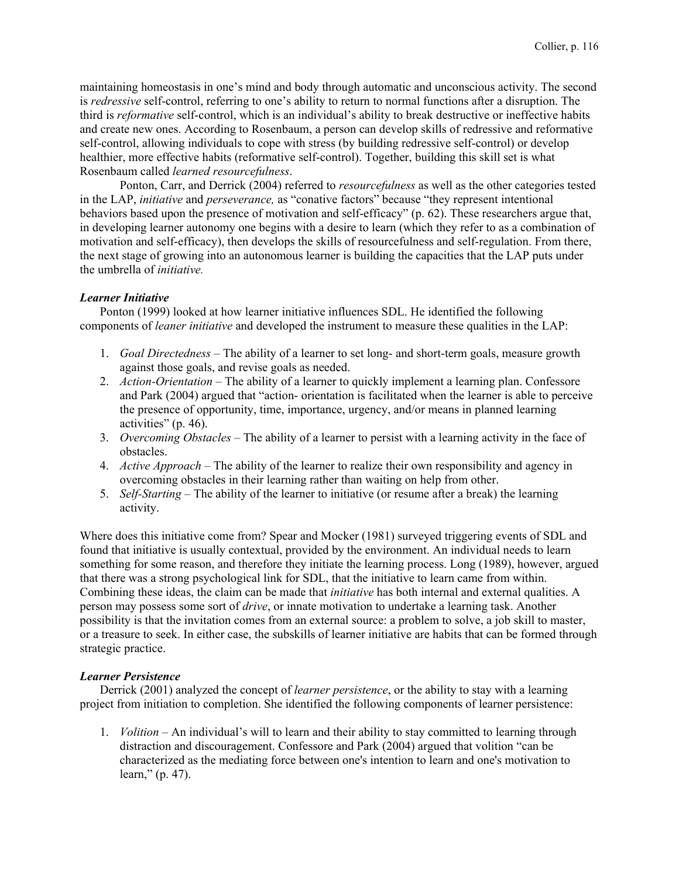maintaining homeostasis in one's mind and body through automatic and unconscious activity. The second is *redressive* self-control, referring to one's ability to return to normal functions after a disruption. The third is *reformative* self-control, which is an individual's ability to break destructive or ineffective habits and create new ones. According to Rosenbaum, a person can develop skills of redressive and reformative self-control, allowing individuals to cope with stress (by building redressive self-control) or develop healthier, more effective habits (reformative self-control). Together, building this skill set is what Rosenbaum called *learned resourcefulness*.

Ponton, Carr, and Derrick (2004) referred to *resourcefulness* as well as the other categories tested in the LAP, *initiative* and *perseverance,* as "conative factors" because "they represent intentional behaviors based upon the presence of motivation and self-efficacy" (p. 62). These researchers argue that, in developing learner autonomy one begins with a desire to learn (which they refer to as a combination of motivation and self-efficacy), then develops the skills of resourcefulness and self-regulation. From there, the next stage of growing into an autonomous learner is building the capacities that the LAP puts under the umbrella of *initiative.*

### *Learner Initiative*

Ponton (1999) looked at how learner initiative influences SDL. He identified the following components of *leaner initiative* and developed the instrument to measure these qualities in the LAP:

1. *Goal Directedness* – The ability of a learner to set long- and short-term goals, measure growth against those goals, and revise goals as needed.
2. *Action-Orientation* – The ability of a learner to quickly implement a learning plan. Confessore and Park (2004) argued that "action- orientation is facilitated when the learner is able to perceive the presence of opportunity, time, importance, urgency, and/or means in planned learning activities" (p. 46).
3. *Overcoming Obstacles* – The ability of a learner to persist with a learning activity in the face of obstacles.
4. *Active Approach* – The ability of the learner to realize their own responsibility and agency in overcoming obstacles in their learning rather than waiting on help from other.
5. *Self-Starting* – The ability of the learner to initiative (or resume after a break) the learning activity.

Where does this initiative come from? Spear and Mocker (1981) surveyed triggering events of SDL and found that initiative is usually contextual, provided by the environment. An individual needs to learn something for some reason, and therefore they initiate the learning process. Long (1989), however, argued that there was a strong psychological link for SDL, that the initiative to learn came from within. Combining these ideas, the claim can be made that *initiative* has both internal and external qualities. A person may possess some sort of *drive*, or innate motivation to undertake a learning task. Another possibility is that the invitation comes from an external source: a problem to solve, a job skill to master, or a treasure to seek. In either case, the subskills of learner initiative are habits that can be formed through strategic practice.

### *Learner Persistence*

Derrick (2001) analyzed the concept of *learner persistence*, or the ability to stay with a learning project from initiation to completion. She identified the following components of learner persistence:

1. *Volition* – An individual's will to learn and their ability to stay committed to learning through distraction and discouragement. Confessore and Park (2004) argued that volition "can be characterized as the mediating force between one's intention to learn and one's motivation to learn," (p. 47).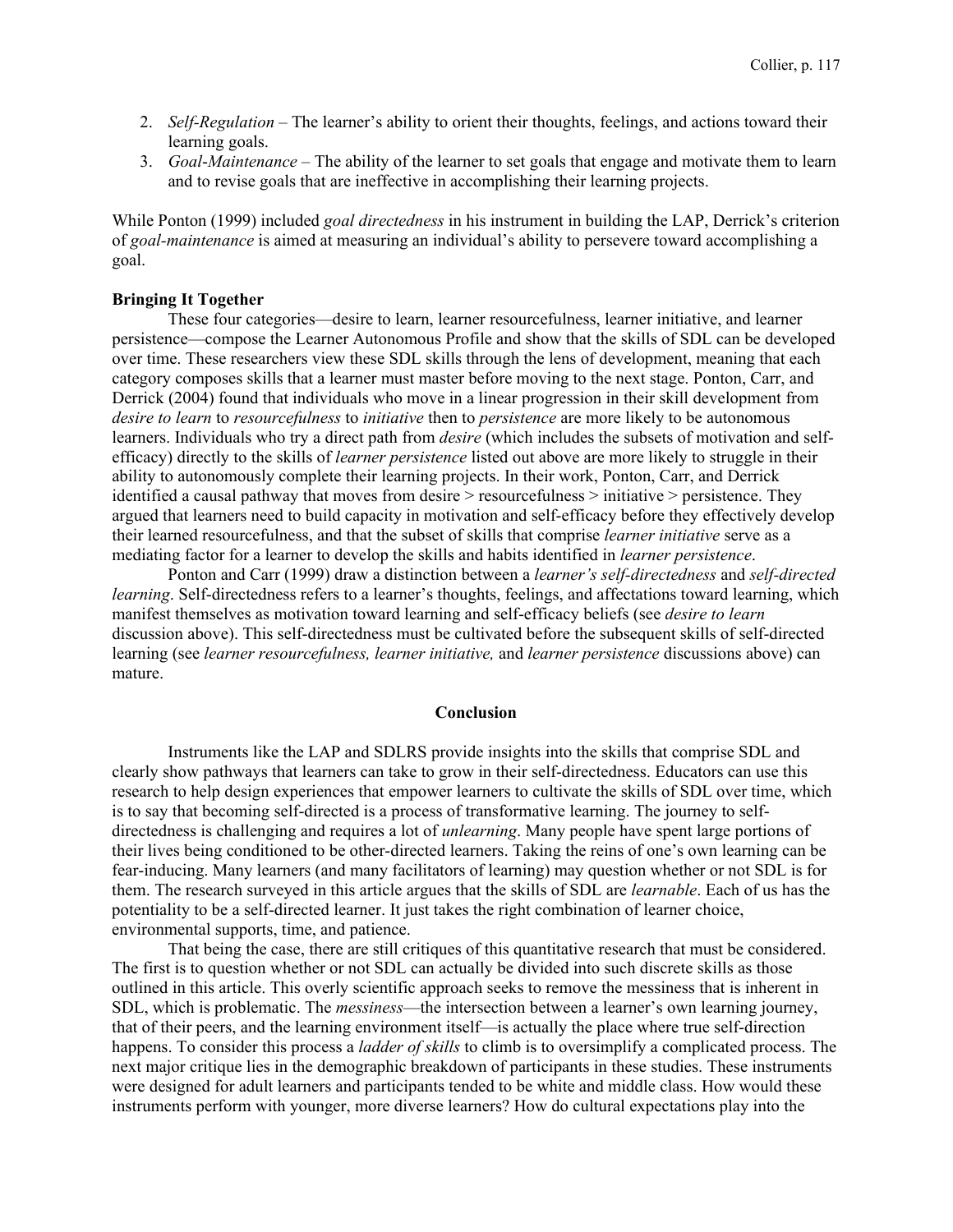2. *Self-Regulation* – The learner's ability to orient their thoughts, feelings, and actions toward their learning goals.
3. *Goal-Maintenance* – The ability of the learner to set goals that engage and motivate them to learn and to revise goals that are ineffective in accomplishing their learning projects.

While Ponton (1999) included *goal directedness* in his instrument in building the LAP, Derrick's criterion of *goal-maintenance* is aimed at measuring an individual's ability to persevere toward accomplishing a goal.

**Bringing It Together**

These four categories—desire to learn, learner resourcefulness, learner initiative, and learner persistence—compose the Learner Autonomous Profile and show that the skills of SDL can be developed over time. These researchers view these SDL skills through the lens of development, meaning that each category composes skills that a learner must master before moving to the next stage. Ponton, Carr, and Derrick (2004) found that individuals who move in a linear progression in their skill development from *desire to learn* to *resourcefulness* to *initiative* then to *persistence* are more likely to be autonomous learners. Individuals who try a direct path from *desire* (which includes the subsets of motivation and self-efficacy) directly to the skills of *learner persistence* listed out above are more likely to struggle in their ability to autonomously complete their learning projects. In their work, Ponton, Carr, and Derrick identified a causal pathway that moves from desire > resourcefulness > initiative > persistence. They argued that learners need to build capacity in motivation and self-efficacy before they effectively develop their learned resourcefulness, and that the subset of skills that comprise *learner initiative* serve as a mediating factor for a learner to develop the skills and habits identified in *learner persistence*.

Ponton and Carr (1999) draw a distinction between a *learner's self-directedness* and *self-directed learning*. Self-directedness refers to a learner's thoughts, feelings, and affectations toward learning, which manifest themselves as motivation toward learning and self-efficacy beliefs (see *desire to learn* discussion above). This self-directedness must be cultivated before the subsequent skills of self-directed learning (see *learner resourcefulness, learner initiative,* and *learner persistence* discussions above) can mature.

## Conclusion

Instruments like the LAP and SDLRS provide insights into the skills that comprise SDL and clearly show pathways that learners can take to grow in their self-directedness. Educators can use this research to help design experiences that empower learners to cultivate the skills of SDL over time, which is to say that becoming self-directed is a process of transformative learning. The journey to self-directedness is challenging and requires a lot of *unlearning*. Many people have spent large portions of their lives being conditioned to be other-directed learners. Taking the reins of one's own learning can be fear-inducing. Many learners (and many facilitators of learning) may question whether or not SDL is for them. The research surveyed in this article argues that the skills of SDL are *learnable*. Each of us has the potentiality to be a self-directed learner. It just takes the right combination of learner choice, environmental supports, time, and patience.

That being the case, there are still critiques of this quantitative research that must be considered. The first is to question whether or not SDL can actually be divided into such discrete skills as those outlined in this article. This overly scientific approach seeks to remove the messiness that is inherent in SDL, which is problematic. The *messiness*—the intersection between a learner's own learning journey, that of their peers, and the learning environment itself—is actually the place where true self-direction happens. To consider this process a *ladder of skills* to climb is to oversimplify a complicated process. The next major critique lies in the demographic breakdown of participants in these studies. These instruments were designed for adult learners and participants tended to be white and middle class. How would these instruments perform with younger, more diverse learners? How do cultural expectations play into the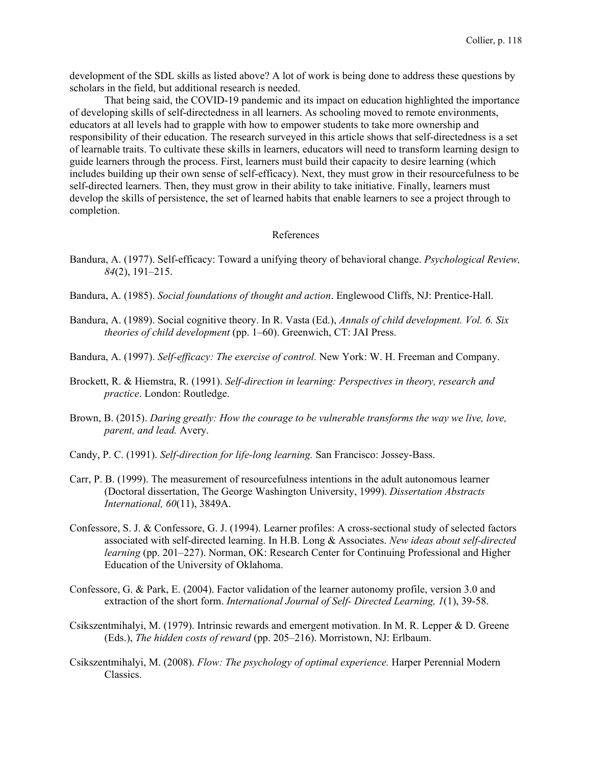development of the SDL skills as listed above? A lot of work is being done to address these questions by scholars in the field, but additional research is needed.

That being said, the COVID-19 pandemic and its impact on education highlighted the importance of developing skills of self-directedness in all learners. As schooling moved to remote environments, educators at all levels had to grapple with how to empower students to take more ownership and responsibility of their education. The research surveyed in this article shows that self-directedness is a set of learnable traits. To cultivate these skills in learners, educators will need to transform learning design to guide learners through the process. First, learners must build their capacity to desire learning (which includes building up their own sense of self-efficacy). Next, they must grow in their resourcefulness to be self-directed learners. Then, they must grow in their ability to take initiative. Finally, learners must develop the skills of persistence, the set of learned habits that enable learners to see a project through to completion.

## References

Bandura, A. (1977). Self-efficacy: Toward a unifying theory of behavioral change. *Psychological Review, 84*(2), 191–215.

Bandura, A. (1985). *Social foundations of thought and action*. Englewood Cliffs, NJ: Prentice-Hall.

Bandura, A. (1989). Social cognitive theory. In R. Vasta (Ed.), *Annals of child development. Vol. 6. Six theories of child development* (pp. 1–60). Greenwich, CT: JAI Press.

Bandura, A. (1997). *Self-efficacy: The exercise of control.* New York: W. H. Freeman and Company.

Brockett, R. & Hiemstra, R. (1991). *Self-direction in learning: Perspectives in theory, research and practice*. London: Routledge.

Brown, B. (2015). *Daring greatly: How the courage to be vulnerable transforms the way we live, love, parent, and lead.* Avery.

Candy, P. C. (1991). *Self-direction for life-long learning.* San Francisco: Jossey-Bass.

Carr, P. B. (1999). The measurement of resourcefulness intentions in the adult autonomous learner (Doctoral dissertation, The George Washington University, 1999). *Dissertation Abstracts International, 60*(11), 3849A.

Confessore, S. J. & Confessore, G. J. (1994). Learner profiles: A cross-sectional study of selected factors associated with self-directed learning. In H.B. Long & Associates. *New ideas about self-directed learning* (pp. 201–227). Norman, OK: Research Center for Continuing Professional and Higher Education of the University of Oklahoma.

Confessore, G. & Park, E. (2004). Factor validation of the learner autonomy profile, version 3.0 and extraction of the short form. *International Journal of Self- Directed Learning, 1*(1), 39-58.

Csikszentmihalyi, M. (1979). Intrinsic rewards and emergent motivation. In M. R. Lepper & D. Greene (Eds.), *The hidden costs of reward* (pp. 205–216). Morristown, NJ: Erlbaum.

Csikszentmihalyi, M. (2008). *Flow: The psychology of optimal experience.* Harper Perennial Modern Classics.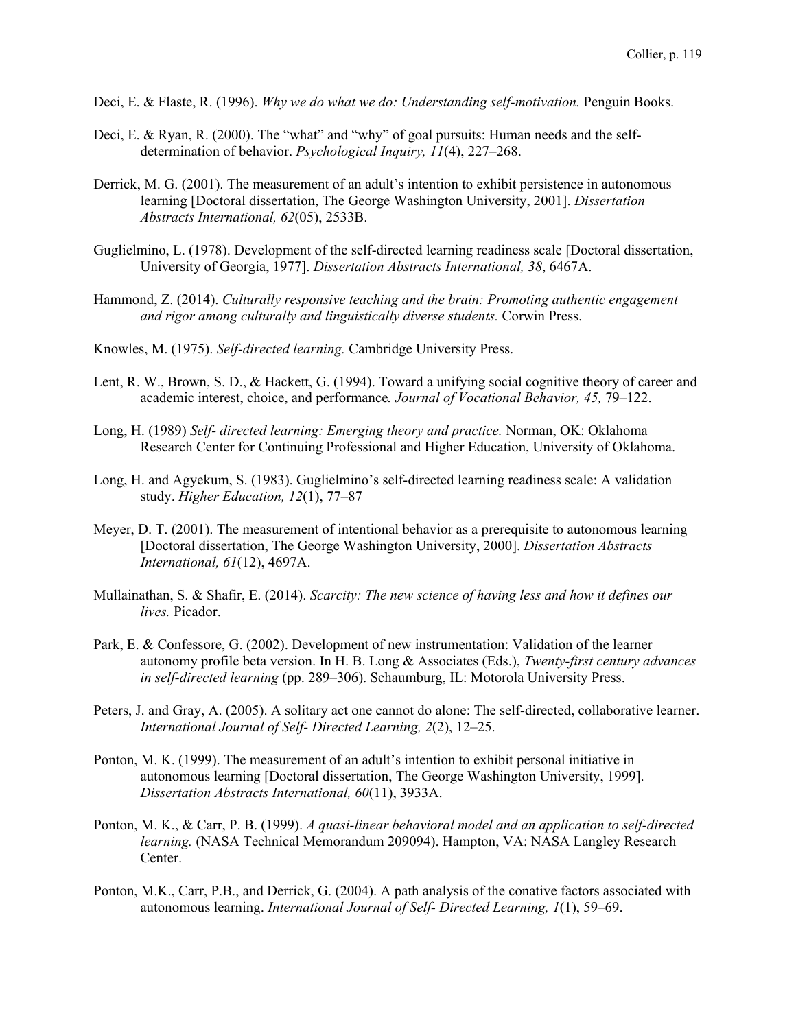Deci, E. & Flaste, R. (1996). *Why we do what we do: Understanding self-motivation.* Penguin Books.

Deci, E. & Ryan, R. (2000). The "what" and "why" of goal pursuits: Human needs and the self-determination of behavior. *Psychological Inquiry, 11*(4), 227–268.

Derrick, M. G. (2001). The measurement of an adult's intention to exhibit persistence in autonomous learning [Doctoral dissertation, The George Washington University, 2001]. *Dissertation Abstracts International, 62*(05), 2533B.

Guglielmino, L. (1978). Development of the self-directed learning readiness scale [Doctoral dissertation, University of Georgia, 1977]. *Dissertation Abstracts International, 38*, 6467A.

Hammond, Z. (2014). *Culturally responsive teaching and the brain: Promoting authentic engagement and rigor among culturally and linguistically diverse students.* Corwin Press.

Knowles, M. (1975). *Self-directed learning.* Cambridge University Press.

Lent, R. W., Brown, S. D., & Hackett, G. (1994). Toward a unifying social cognitive theory of career and academic interest, choice, and performance*. Journal of Vocational Behavior, 45,* 79–122.

Long, H. (1989) *Self- directed learning: Emerging theory and practice.* Norman, OK: Oklahoma Research Center for Continuing Professional and Higher Education, University of Oklahoma.

Long, H. and Agyekum, S. (1983). Guglielmino's self-directed learning readiness scale: A validation study. *Higher Education, 12*(1), 77–87

Meyer, D. T. (2001). The measurement of intentional behavior as a prerequisite to autonomous learning [Doctoral dissertation, The George Washington University, 2000]. *Dissertation Abstracts International, 61*(12), 4697A.

Mullainathan, S. & Shafir, E. (2014). *Scarcity: The new science of having less and how it defines our lives.* Picador.

Park, E. & Confessore, G. (2002). Development of new instrumentation: Validation of the learner autonomy profile beta version. In H. B. Long & Associates (Eds.), *Twenty-first century advances in self-directed learning* (pp. 289–306). Schaumburg, IL: Motorola University Press.

Peters, J. and Gray, A. (2005). A solitary act one cannot do alone: The self-directed, collaborative learner. *International Journal of Self- Directed Learning, 2*(2), 12–25.

Ponton, M. K. (1999). The measurement of an adult's intention to exhibit personal initiative in autonomous learning [Doctoral dissertation, The George Washington University, 1999]. *Dissertation Abstracts International, 60*(11), 3933A.

Ponton, M. K., & Carr, P. B. (1999). *A quasi-linear behavioral model and an application to self-directed learning.* (NASA Technical Memorandum 209094). Hampton, VA: NASA Langley Research Center.

Ponton, M.K., Carr, P.B., and Derrick, G. (2004). A path analysis of the conative factors associated with autonomous learning. *International Journal of Self- Directed Learning, 1*(1), 59–69.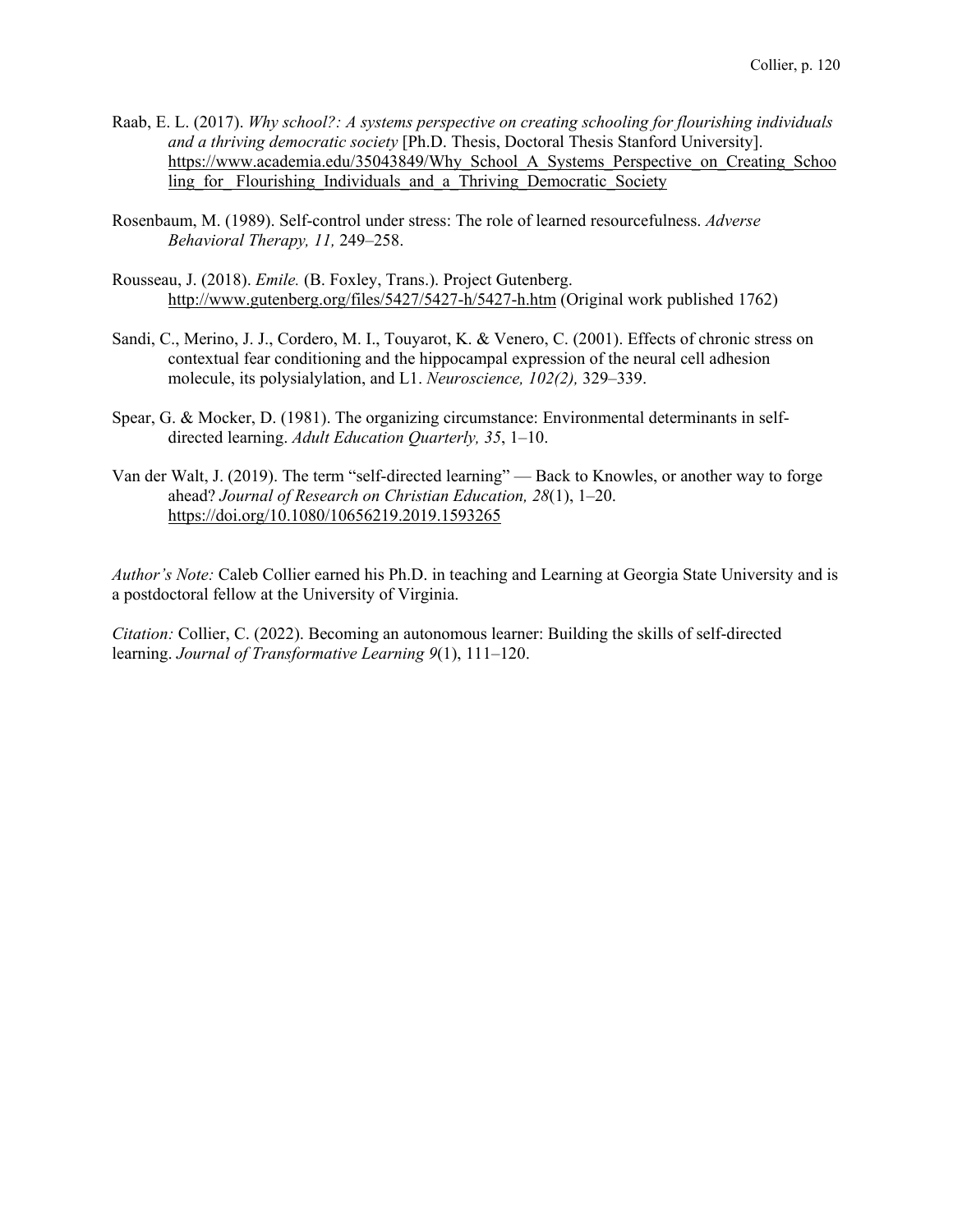Raab, E. L. (2017). *Why school?: A systems perspective on creating schooling for flourishing individuals and a thriving democratic society* [Ph.D. Thesis, Doctoral Thesis Stanford University]. https://www.academia.edu/35043849/Why_School_A_Systems_Perspective_on_Creating_Schooling_for_Flourishing_Individuals_and_a_Thriving_Democratic_Society

Rosenbaum, M. (1989). Self-control under stress: The role of learned resourcefulness. *Adverse Behavioral Therapy, 11,* 249–258.

Rousseau, J. (2018). *Emile.* (B. Foxley, Trans.). Project Gutenberg. http://www.gutenberg.org/files/5427/5427-h/5427-h.htm (Original work published 1762)

Sandi, C., Merino, J. J., Cordero, M. I., Touyarot, K. & Venero, C. (2001). Effects of chronic stress on contextual fear conditioning and the hippocampal expression of the neural cell adhesion molecule, its polysialylation, and L1. *Neuroscience, 102(2),* 329–339.

Spear, G. & Mocker, D. (1981). The organizing circumstance: Environmental determinants in self-directed learning. *Adult Education Quarterly, 35*, 1–10.

Van der Walt, J. (2019). The term "self-directed learning" — Back to Knowles, or another way to forge ahead? *Journal of Research on Christian Education, 28*(1), 1–20. https://doi.org/10.1080/10656219.2019.1593265

*Author's Note:* Caleb Collier earned his Ph.D. in teaching and Learning at Georgia State University and is a postdoctoral fellow at the University of Virginia.

*Citation:* Collier, C. (2022). Becoming an autonomous learner: Building the skills of self-directed learning. *Journal of Transformative Learning 9*(1), 111–120.